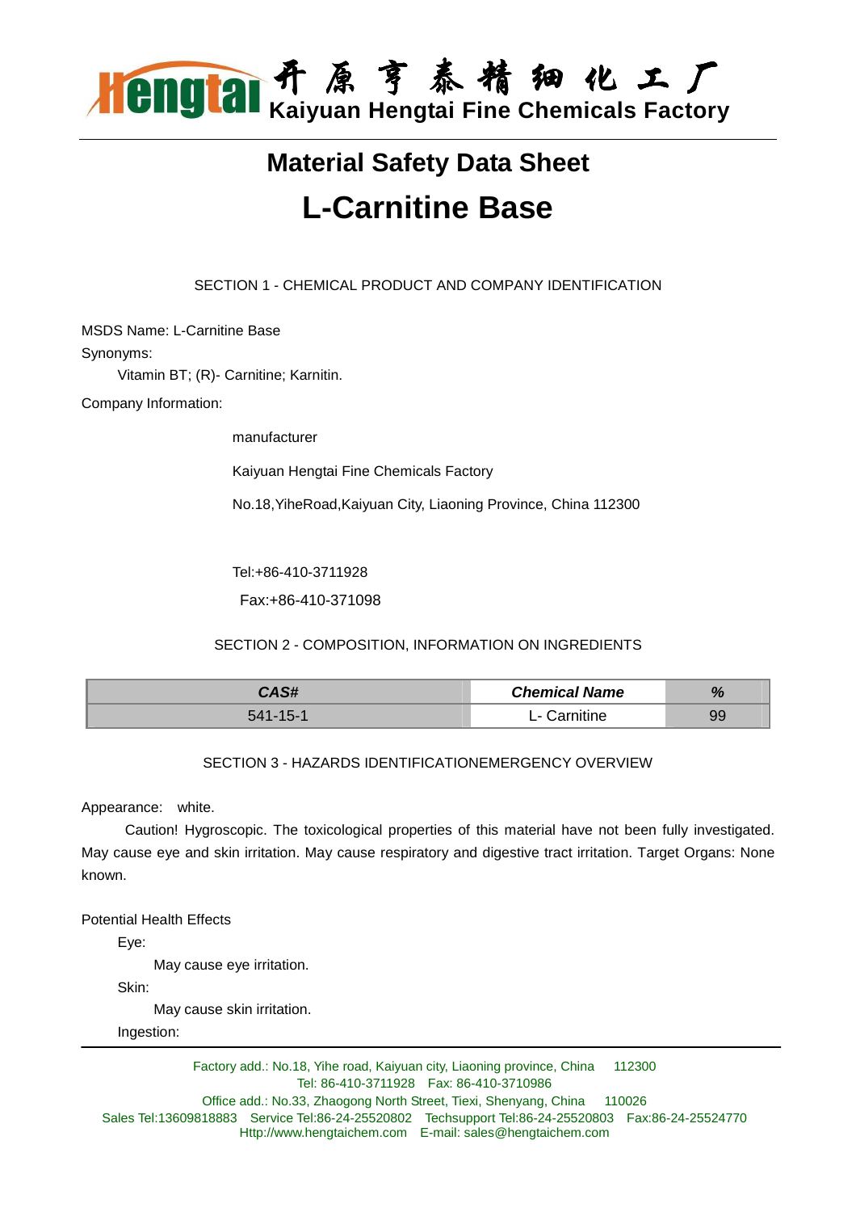# Material Safety Data Sheet

# L-Carnitine Base

## SECTION 1 - CHEMICAL PRODUCT AND COMPANY IDENTIFICATION

MSDS Name: L-Carnitine Base

Synonyms:

Vitamin BT; (R)- Carnitine; Karnitin.

Company Information:

manufacturer

Kaiyuan Hengtai Fine Chemicals Factory

No.18,YiheRoad,Kaiyuan City, Liaoning Province, China 112300

Tel:+86-410-3711928

Fax:+86-410-371098

## SECTION 2 - COMPOSITION, INFORMATION ON INGREDIENTS

| ***CAS#*** | ***Chemical Name*** | ***%*** |
|---|---|---|
| 541-15-1 | L- Carnitine | 99 |

## SECTION 3 - HAZARDS IDENTIFICATIONEMERGENCY OVERVIEW

Appearance: white.

Caution! Hygroscopic. The toxicological properties of this material have not been fully investigated. May cause eye and skin irritation. May cause respiratory and digestive tract irritation. Target Organs: None known.

Potential Health Effects

Eye:

May cause eye irritation.

Skin:

May cause skin irritation.

Ingestion: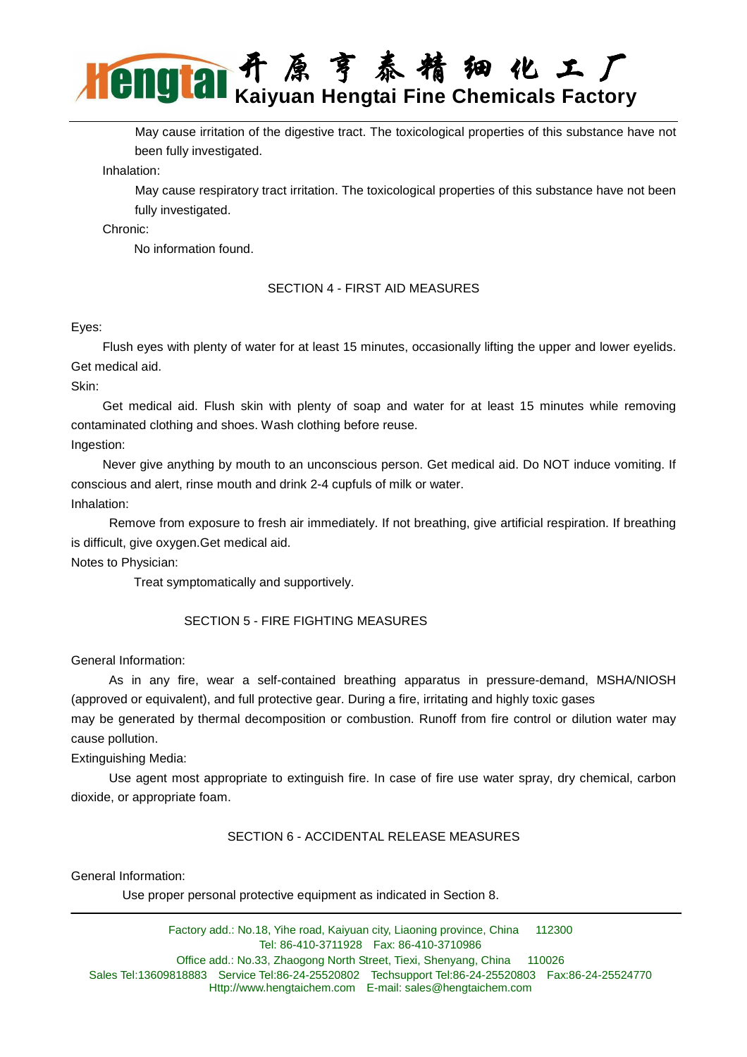May cause irritation of the digestive tract. The toxicological properties of this substance have not been fully investigated.

Inhalation:

May cause respiratory tract irritation. The toxicological properties of this substance have not been fully investigated.

Chronic:

No information found.

## SECTION 4 - FIRST AID MEASURES

Eyes:

Flush eyes with plenty of water for at least 15 minutes, occasionally lifting the upper and lower eyelids. Get medical aid.

Skin:

Get medical aid. Flush skin with plenty of soap and water for at least 15 minutes while removing contaminated clothing and shoes. Wash clothing before reuse.

Ingestion:

Never give anything by mouth to an unconscious person. Get medical aid. Do NOT induce vomiting. If conscious and alert, rinse mouth and drink 2-4 cupfuls of milk or water.

Inhalation:

Remove from exposure to fresh air immediately. If not breathing, give artificial respiration. If breathing is difficult, give oxygen.Get medical aid.

Notes to Physician:

Treat symptomatically and supportively.

## SECTION 5 - FIRE FIGHTING MEASURES

General Information:

As in any fire, wear a self-contained breathing apparatus in pressure-demand, MSHA/NIOSH (approved or equivalent), and full protective gear. During a fire, irritating and highly toxic gases may be generated by thermal decomposition or combustion. Runoff from fire control or dilution water may cause pollution.

Extinguishing Media:

Use agent most appropriate to extinguish fire. In case of fire use water spray, dry chemical, carbon dioxide, or appropriate foam.

## SECTION 6 - ACCIDENTAL RELEASE MEASURES

General Information:

Use proper personal protective equipment as indicated in Section 8.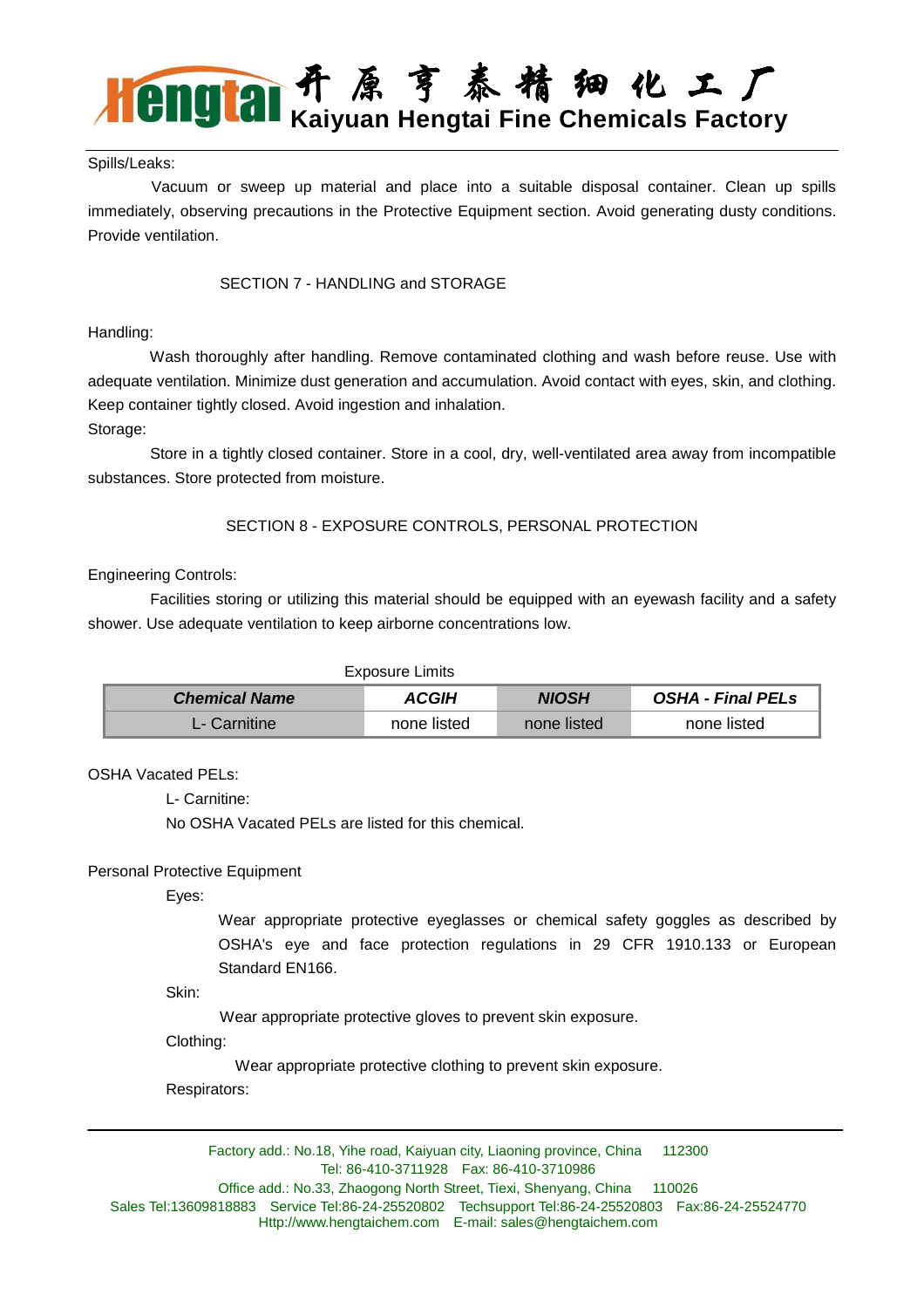Spills/Leaks:

Vacuum or sweep up material and place into a suitable disposal container. Clean up spills immediately, observing precautions in the Protective Equipment section. Avoid generating dusty conditions. Provide ventilation.

## SECTION 7 - HANDLING and STORAGE

Handling:

Wash thoroughly after handling. Remove contaminated clothing and wash before reuse. Use with adequate ventilation. Minimize dust generation and accumulation. Avoid contact with eyes, skin, and clothing. Keep container tightly closed. Avoid ingestion and inhalation.

Storage:

Store in a tightly closed container. Store in a cool, dry, well-ventilated area away from incompatible substances. Store protected from moisture.

## SECTION 8 - EXPOSURE CONTROLS, PERSONAL PROTECTION

Engineering Controls:

Facilities storing or utilizing this material should be equipped with an eyewash facility and a safety shower. Use adequate ventilation to keep airborne concentrations low.

Exposure Limits

| ***Chemical Name*** | ***ACGIH*** | ***NIOSH*** | ***OSHA - Final PELs*** |
|---|---|---|---|
| L- Carnitine | none listed | none listed | none listed |

OSHA Vacated PELs:

L- Carnitine:

No OSHA Vacated PELs are listed for this chemical.

Personal Protective Equipment

Eyes:

Wear appropriate protective eyeglasses or chemical safety goggles as described by OSHA's eye and face protection regulations in 29 CFR 1910.133 or European Standard EN166.

Skin:

Wear appropriate protective gloves to prevent skin exposure.

Clothing:

Wear appropriate protective clothing to prevent skin exposure.

Respirators: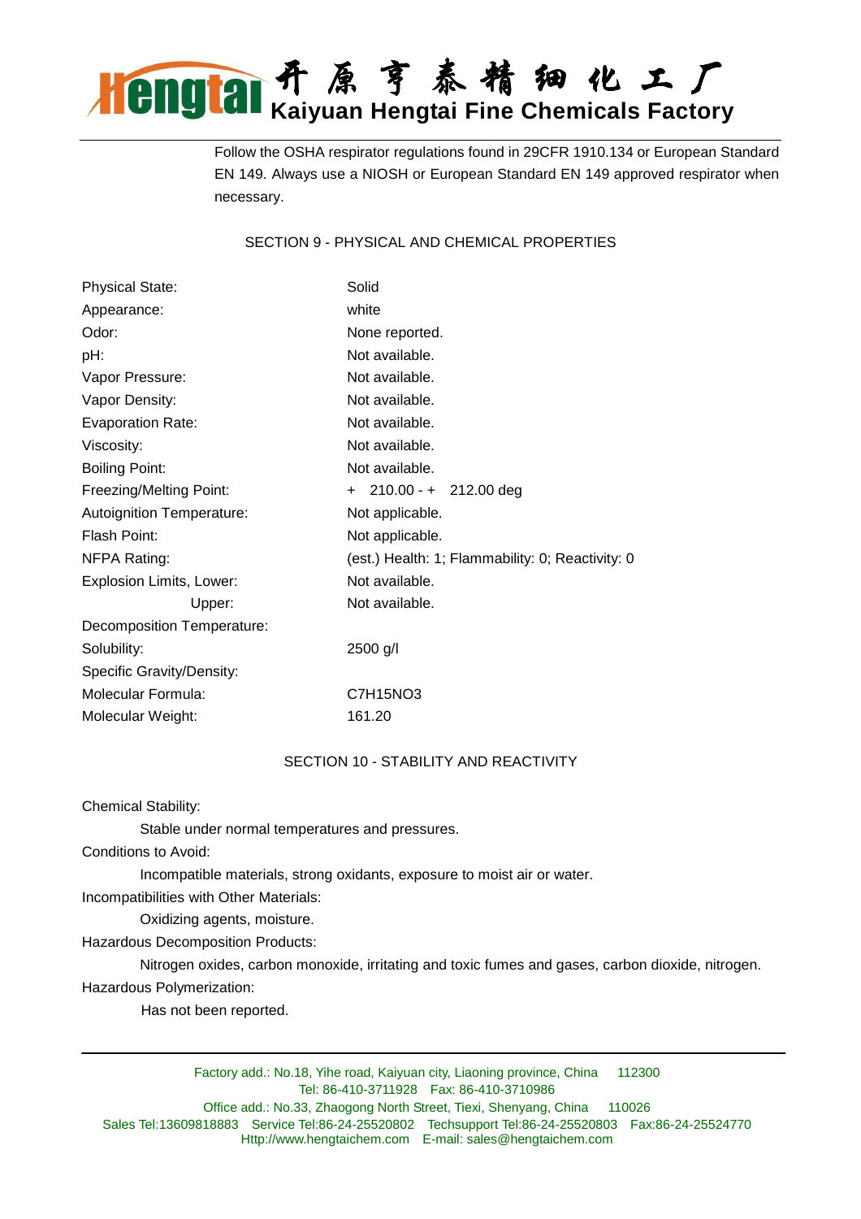Follow the OSHA respirator regulations found in 29CFR 1910.134 or European Standard EN 149. Always use a NIOSH or European Standard EN 149 approved respirator when necessary.

## SECTION 9 - PHYSICAL AND CHEMICAL PROPERTIES

| | |
|---|---|
| Physical State: | Solid |
| Appearance: | white |
| Odor: | None reported. |
| pH: | Not available. |
| Vapor Pressure: | Not available. |
| Vapor Density: | Not available. |
| Evaporation Rate: | Not available. |
| Viscosity: | Not available. |
| Boiling Point: | Not available. |
| Freezing/Melting Point: | + 210.00 - + 212.00 deg |
| Autoignition Temperature: | Not applicable. |
| Flash Point: | Not applicable. |
| NFPA Rating: | (est.) Health: 1; Flammability: 0; Reactivity: 0 |
| Explosion Limits, Lower: | Not available. |
| Upper: | Not available. |
| Decomposition Temperature: | |
| Solubility: | 2500 g/l |
| Specific Gravity/Density: | |
| Molecular Formula: | $C_7H_{15}NO_3$ |
| Molecular Weight: | 161.20 |

## SECTION 10 - STABILITY AND REACTIVITY

Chemical Stability:

Stable under normal temperatures and pressures.

Conditions to Avoid:

Incompatible materials, strong oxidants, exposure to moist air or water.

Incompatibilities with Other Materials:

Oxidizing agents, moisture.

Hazardous Decomposition Products:

Nitrogen oxides, carbon monoxide, irritating and toxic fumes and gases, carbon dioxide, nitrogen.

Hazardous Polymerization:

Has not been reported.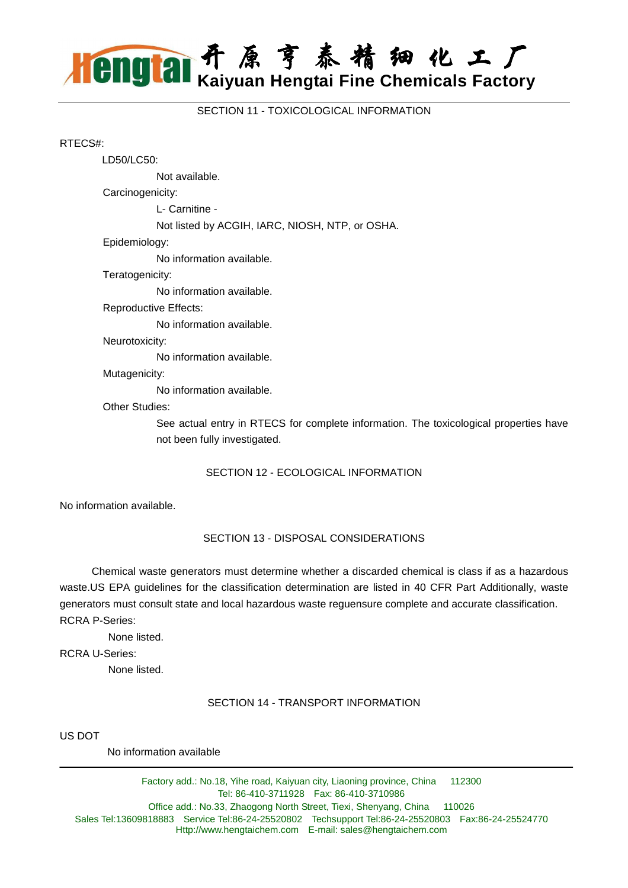## SECTION 11 - TOXICOLOGICAL INFORMATION

RTECS#:

LD50/LC50:

Not available.

Carcinogenicity:

L- Carnitine -

Not listed by ACGIH, IARC, NIOSH, NTP, or OSHA.

Epidemiology:

No information available.

Teratogenicity:

No information available.

Reproductive Effects:

No information available.

Neurotoxicity:

No information available.

Mutagenicity:

No information available.

Other Studies:

See actual entry in RTECS for complete information. The toxicological properties have not been fully investigated.

## SECTION 12 - ECOLOGICAL INFORMATION

No information available.

## SECTION 13 - DISPOSAL CONSIDERATIONS

Chemical waste generators must determine whether a discarded chemical is class if as a hazardous waste.US EPA guidelines for the classification determination are listed in 40 CFR Part Additionally, waste generators must consult state and local hazardous waste reguensure complete and accurate classification.

RCRA P-Series:

None listed.

RCRA U-Series:

None listed.

## SECTION 14 - TRANSPORT INFORMATION

US DOT

No information available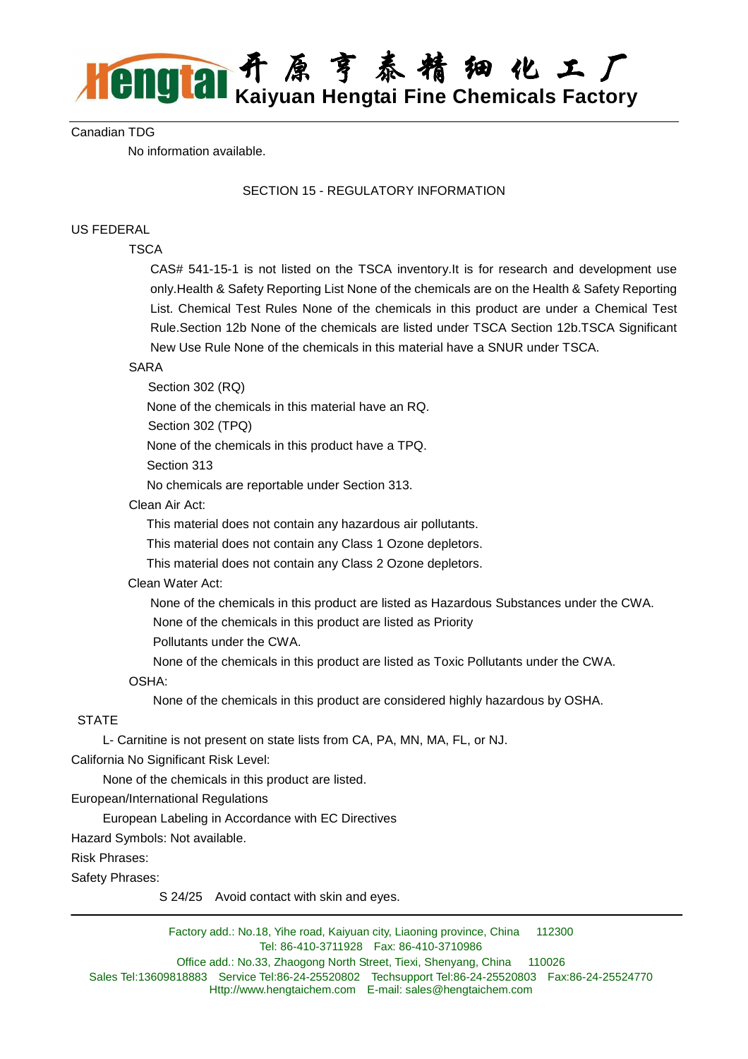Canadian TDG

No information available.

## SECTION 15 - REGULATORY INFORMATION

US FEDERAL

TSCA

CAS# 541-15-1 is not listed on the TSCA inventory.It is for research and development use only.Health & Safety Reporting List None of the chemicals are on the Health & Safety Reporting List. Chemical Test Rules None of the chemicals in this product are under a Chemical Test Rule.Section 12b None of the chemicals are listed under TSCA Section 12b.TSCA Significant New Use Rule None of the chemicals in this material have a SNUR under TSCA.

SARA

Section 302 (RQ)

None of the chemicals in this material have an RQ.

Section 302 (TPQ)

None of the chemicals in this product have a TPQ.

Section 313

No chemicals are reportable under Section 313.

Clean Air Act:

This material does not contain any hazardous air pollutants.

This material does not contain any Class 1 Ozone depletors.

This material does not contain any Class 2 Ozone depletors.

Clean Water Act:

None of the chemicals in this product are listed as Hazardous Substances under the CWA.

None of the chemicals in this product are listed as Priority Pollutants under the CWA.

None of the chemicals in this product are listed as Toxic Pollutants under the CWA.

OSHA:

None of the chemicals in this product are considered highly hazardous by OSHA.

STATE

L- Carnitine is not present on state lists from CA, PA, MN, MA, FL, or NJ.

California No Significant Risk Level:

None of the chemicals in this product are listed.

European/International Regulations

European Labeling in Accordance with EC Directives

Hazard Symbols: Not available.

Risk Phrases:

Safety Phrases:

S 24/25 Avoid contact with skin and eyes.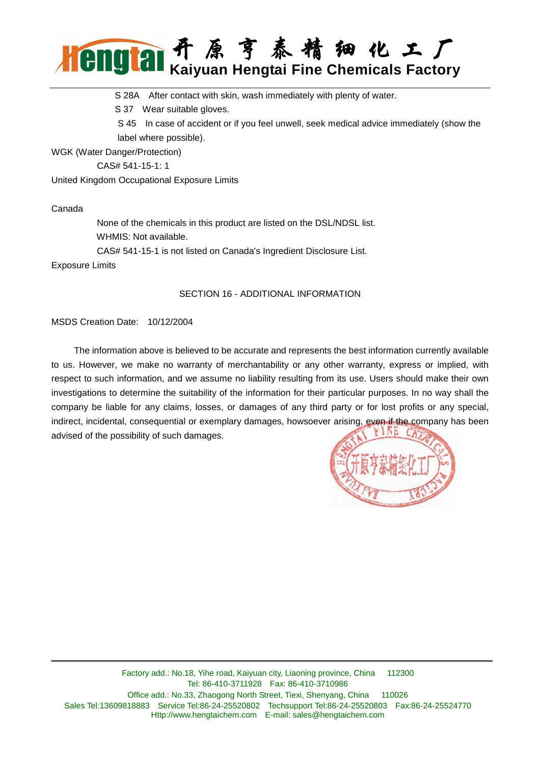S 28A After contact with skin, wash immediately with plenty of water.

S 37 Wear suitable gloves.

S 45 In case of accident or if you feel unwell, seek medical advice immediately (show the label where possible).

WGK (Water Danger/Protection)

CAS# 541-15-1: 1

United Kingdom Occupational Exposure Limits

Canada

None of the chemicals in this product are listed on the DSL/NDSL list.

WHMIS: Not available.

CAS# 541-15-1 is not listed on Canada's Ingredient Disclosure List.

Exposure Limits

## SECTION 16 - ADDITIONAL INFORMATION

MSDS Creation Date: 10/12/2004

The information above is believed to be accurate and represents the best information currently available to us. However, we make no warranty of merchantability or any other warranty, express or implied, with respect to such information, and we assume no liability resulting from its use. Users should make their own investigations to determine the suitability of the information for their particular purposes. In no way shall the company be liable for any claims, losses, or damages of any third party or for lost profits or any special, indirect, incidental, consequential or exemplary damages, howsoever arising, even if the company has been advised of the possibility of such damages.